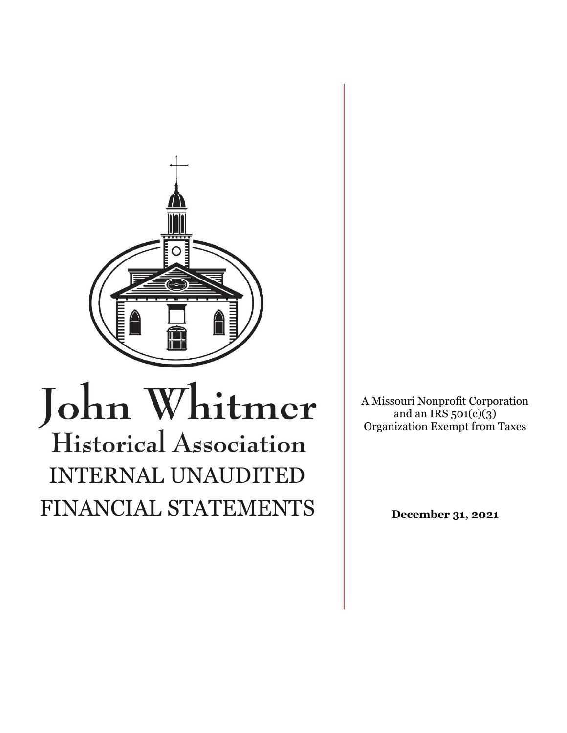# John Whitmer

## Historical Association

# INTERNAL UNAUDITED FINANCIAL STATEMENTS

A Missouri Nonprofit Corporation and an IRS 501(c)(3) Organization Exempt from Taxes

**December 31, 2021**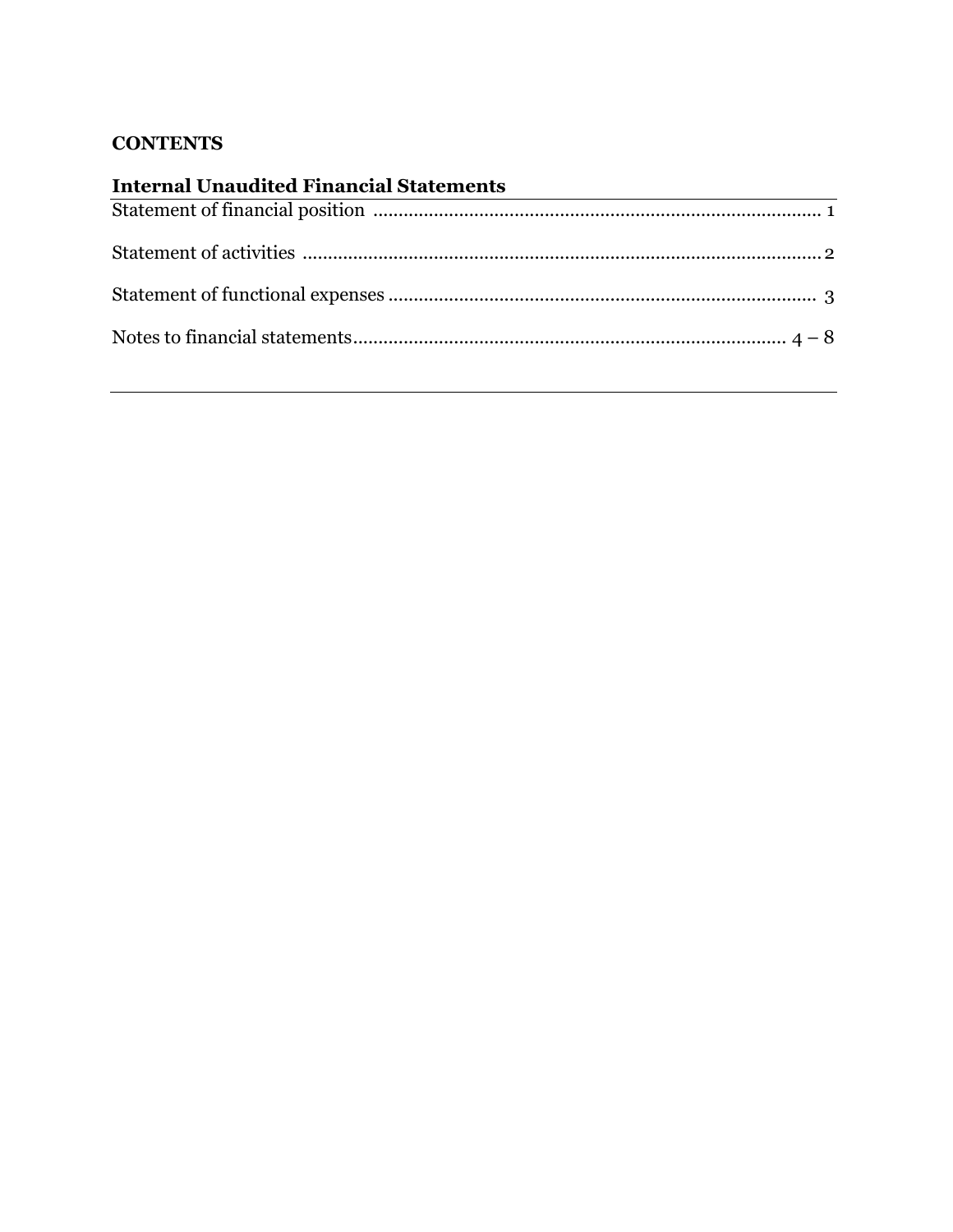# CONTENTS

## Internal Unaudited Financial Statements

| | |
|---|---|
| Statement of financial position | 1 |
| Statement of activities | 2 |
| Statement of functional expenses | 3 |
| Notes to financial statements | 4 – 8 |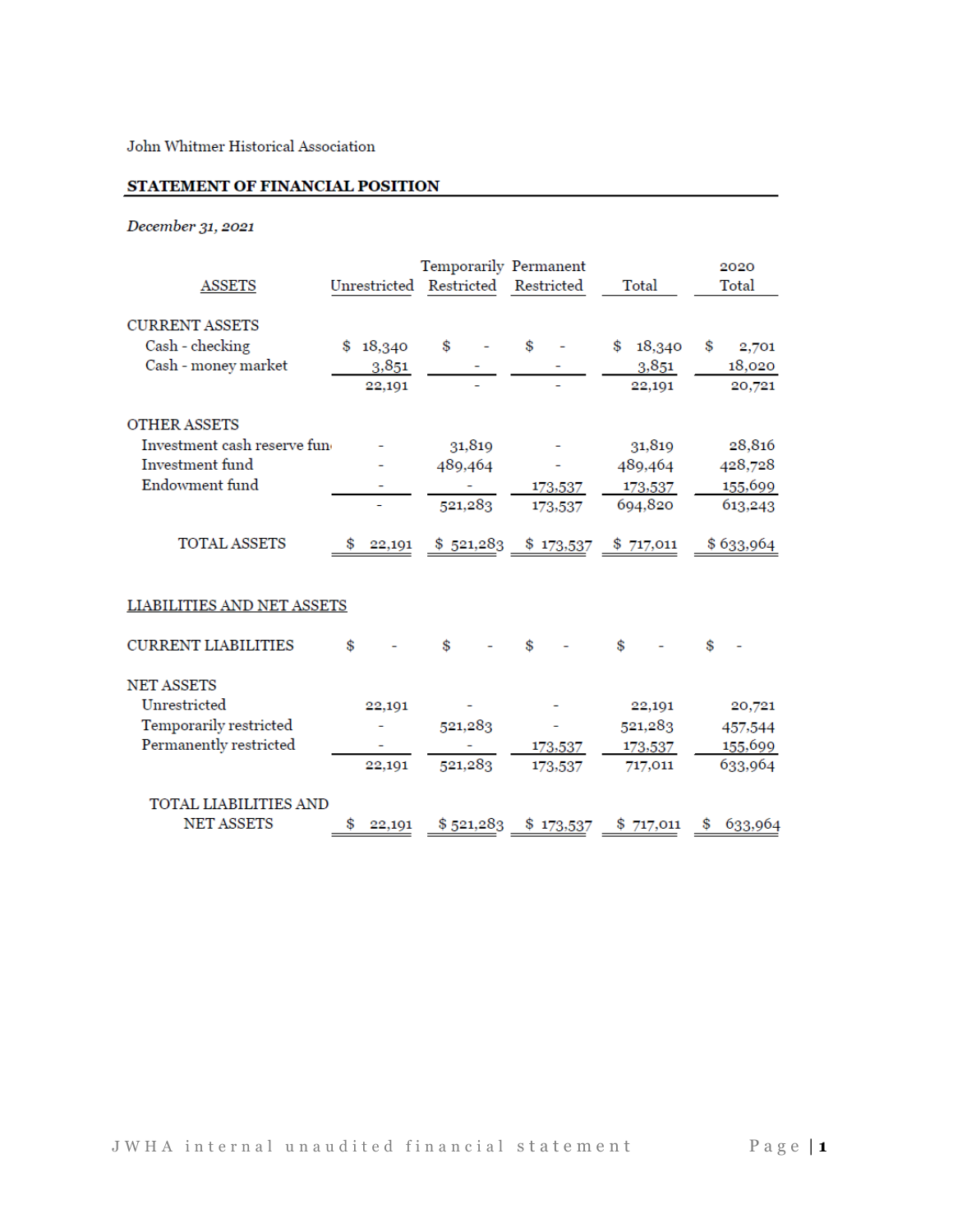John Whitmer Historical Association

## STATEMENT OF FINANCIAL POSITION

*December 31, 2021*

| ASSETS | Unrestricted | Temporarily Restricted | Permanent Restricted | Total | 2020 Total |
|---|---|---|---|---|---|
| CURRENT ASSETS | | | | | |
| Cash - checking | $ 18,340 | $ - | $ - | $ 18,340 | $ 2,701 |
| Cash - money market | 3,851 | - | - | 3,851 | 18,020 |
| | 22,191 | - | - | 22,191 | 20,721 |
| OTHER ASSETS | | | | | |
| Investment cash reserve fun | - | 31,819 | - | 31,819 | 28,816 |
| Investment fund | - | 489,464 | - | 489,464 | 428,728 |
| Endowment fund | - | - | 173,537 | 173,537 | 155,699 |
| | - | 521,283 | 173,537 | 694,820 | 613,243 |
| TOTAL ASSETS | $ 22,191 | $ 521,283 | $ 173,537 | $ 717,011 | $ 633,964 |

| LIABILITIES AND NET ASSETS | Unrestricted | Temporarily Restricted | Permanent Restricted | Total | 2020 Total |
|---|---|---|---|---|---|
| CURRENT LIABILITIES | $ - | $ - | $ - | $ - | $ - |
| NET ASSETS | | | | | |
| Unrestricted | 22,191 | - | - | 22,191 | 20,721 |
| Temporarily restricted | - | 521,283 | - | 521,283 | 457,544 |
| Permanently restricted | - | - | 173,537 | 173,537 | 155,699 |
| | 22,191 | 521,283 | 173,537 | 717,011 | 633,964 |
| TOTAL LIABILITIES AND NET ASSETS | $ 22,191 | $ 521,283 | $ 173,537 | $ 717,011 | $ 633,964 |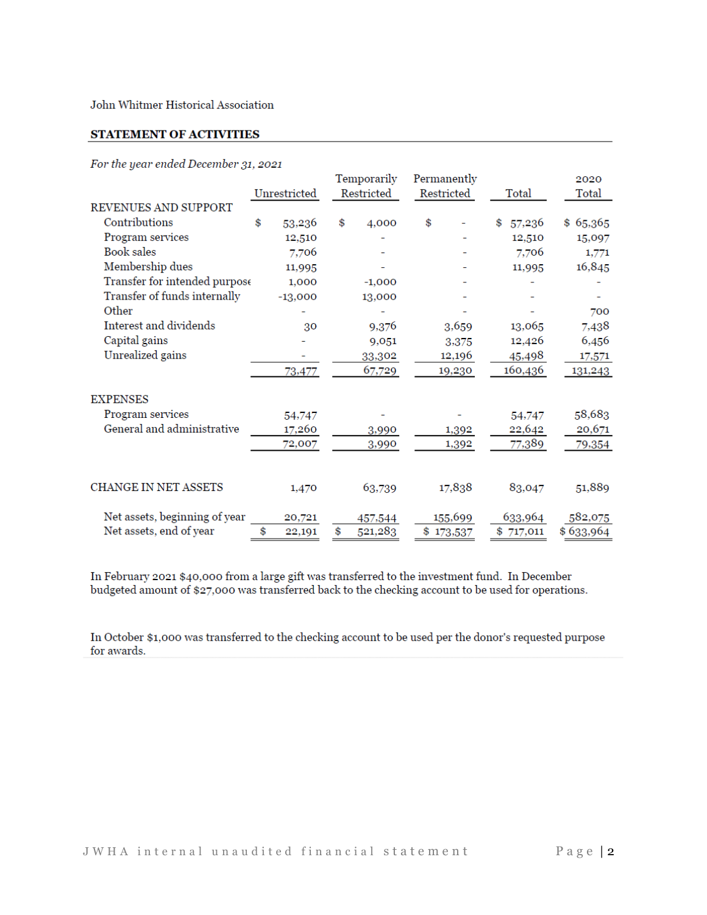John Whitmer Historical Association

## STATEMENT OF ACTIVITIES

*For the year ended December 31, 2021*

| | Unrestricted | Temporarily Restricted | Permanently Restricted | Total | 2020 Total |
|---|---|---|---|---|---|
| **REVENUES AND SUPPORT** | | | | | |
| Contributions | $ 53,236 | $ 4,000 | $ - | $ 57,236 | $ 65,365 |
| Program services | 12,510 | - | - | 12,510 | 15,097 |
| Book sales | 7,706 | - | - | 7,706 | 1,771 |
| Membership dues | 11,995 | - | - | 11,995 | 16,845 |
| Transfer for intended purpose | 1,000 | -1,000 | - | - | - |
| Transfer of funds internally | -13,000 | 13,000 | - | - | - |
| Other | - | - | - | - | 700 |
| Interest and dividends | 30 | 9,376 | 3,659 | 13,065 | 7,438 |
| Capital gains | - | 9,051 | 3,375 | 12,426 | 6,456 |
| Unrealized gains | - | 33,302 | 12,196 | 45,498 | 17,571 |
| | 73,477 | 67,729 | 19,230 | 160,436 | 131,243 |
| **EXPENSES** | | | | | |
| Program services | 54,747 | - | - | 54,747 | 58,683 |
| General and administrative | 17,260 | 3,990 | 1,392 | 22,642 | 20,671 |
| | 72,007 | 3,990 | 1,392 | 77,389 | 79,354 |
| **CHANGE IN NET ASSETS** | 1,470 | 63,739 | 17,838 | 83,047 | 51,889 |
| Net assets, beginning of year | 20,721 | 457,544 | 155,699 | 633,964 | 582,075 |
| Net assets, end of year | $ 22,191 | $ 521,283 | $ 173,537 | $ 717,011 | $ 633,964 |

In February 2021 $40,000 from a large gift was transferred to the investment fund. In December budgeted amount of $27,000 was transferred back to the checking account to be used for operations.

In October $1,000 was transferred to the checking account to be used per the donor's requested purpose for awards.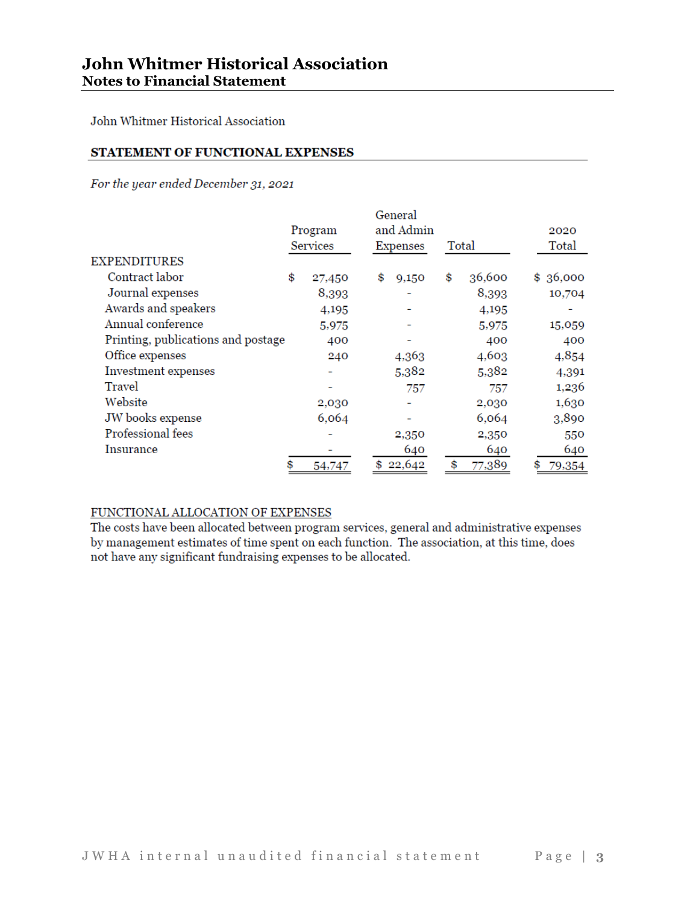# John Whitmer Historical Association
## Notes to Financial Statement

John Whitmer Historical Association

**STATEMENT OF FUNCTIONAL EXPENSES**

*For the year ended December 31, 2021*

| | Program Services | General and Admin Expenses | Total | 2020 Total |
|---|---|---|---|---|
| EXPENDITURES | | | | |
| Contract labor | $ 27,450 | $ 9,150 | $ 36,600 | $ 36,000 |
| Journal expenses | 8,393 | - | 8,393 | 10,704 |
| Awards and speakers | 4,195 | - | 4,195 | - |
| Annual conference | 5,975 | - | 5,975 | 15,059 |
| Printing, publications and postage | 400 | - | 400 | 400 |
| Office expenses | 240 | 4,363 | 4,603 | 4,854 |
| Investment expenses | - | 5,382 | 5,382 | 4,391 |
| Travel | - | 757 | 757 | 1,236 |
| Website | 2,030 | - | 2,030 | 1,630 |
| JW books expense | 6,064 | - | 6,064 | 3,890 |
| Professional fees | - | 2,350 | 2,350 | 550 |
| Insurance | - | 640 | 640 | 640 |
| | $ 54,747 | $ 22,642 | $ 77,389 | $ 79,354 |

FUNCTIONAL ALLOCATION OF EXPENSES

The costs have been allocated between program services, general and administrative expenses by management estimates of time spent on each function. The association, at this time, does not have any significant fundraising expenses to be allocated.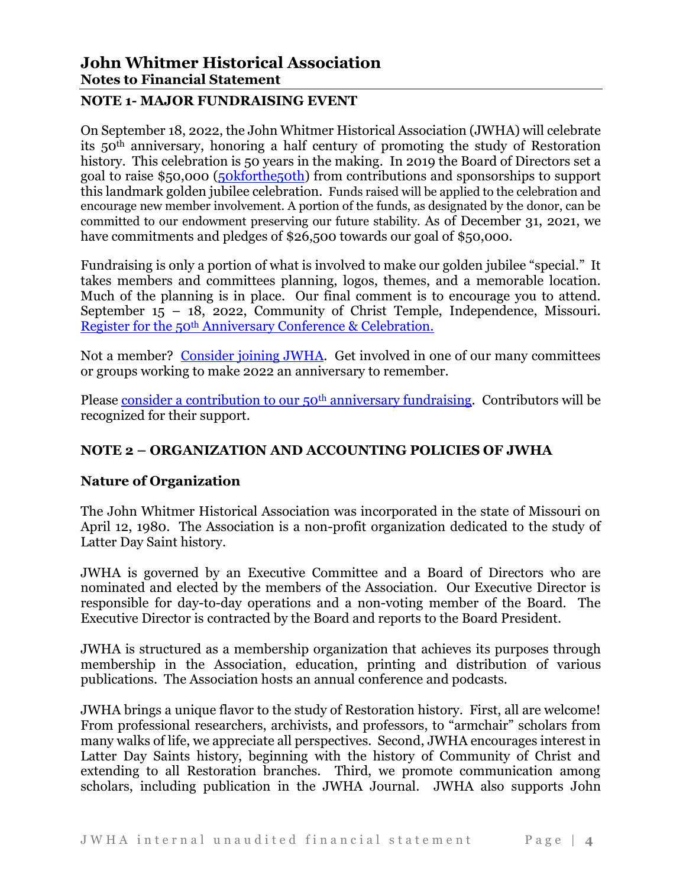# John Whitmer Historical Association
## Notes to Financial Statement

### NOTE 1- MAJOR FUNDRAISING EVENT

On September 18, 2022, the John Whitmer Historical Association (JWHA) will celebrate its 50th anniversary, honoring a half century of promoting the study of Restoration history. This celebration is 50 years in the making. In 2019 the Board of Directors set a goal to raise $50,000 (50kforthe50th) from contributions and sponsorships to support this landmark golden jubilee celebration. Funds raised will be applied to the celebration and encourage new member involvement. A portion of the funds, as designated by the donor, can be committed to our endowment preserving our future stability. As of December 31, 2021, we have commitments and pledges of $26,500 towards our goal of $50,000.

Fundraising is only a portion of what is involved to make our golden jubilee "special." It takes members and committees planning, logos, themes, and a memorable location. Much of the planning is in place. Our final comment is to encourage you to attend. September 15 – 18, 2022, Community of Christ Temple, Independence, Missouri. Register for the 50th Anniversary Conference & Celebration.

Not a member? Consider joining JWHA. Get involved in one of our many committees or groups working to make 2022 an anniversary to remember.

Please consider a contribution to our 50th anniversary fundraising. Contributors will be recognized for their support.

### NOTE 2 – ORGANIZATION AND ACCOUNTING POLICIES OF JWHA

#### Nature of Organization

The John Whitmer Historical Association was incorporated in the state of Missouri on April 12, 1980. The Association is a non-profit organization dedicated to the study of Latter Day Saint history.

JWHA is governed by an Executive Committee and a Board of Directors who are nominated and elected by the members of the Association. Our Executive Director is responsible for day-to-day operations and a non-voting member of the Board. The Executive Director is contracted by the Board and reports to the Board President.

JWHA is structured as a membership organization that achieves its purposes through membership in the Association, education, printing and distribution of various publications. The Association hosts an annual conference and podcasts.

JWHA brings a unique flavor to the study of Restoration history. First, all are welcome! From professional researchers, archivists, and professors, to "armchair" scholars from many walks of life, we appreciate all perspectives. Second, JWHA encourages interest in Latter Day Saints history, beginning with the history of Community of Christ and extending to all Restoration branches. Third, we promote communication among scholars, including publication in the JWHA Journal. JWHA also supports John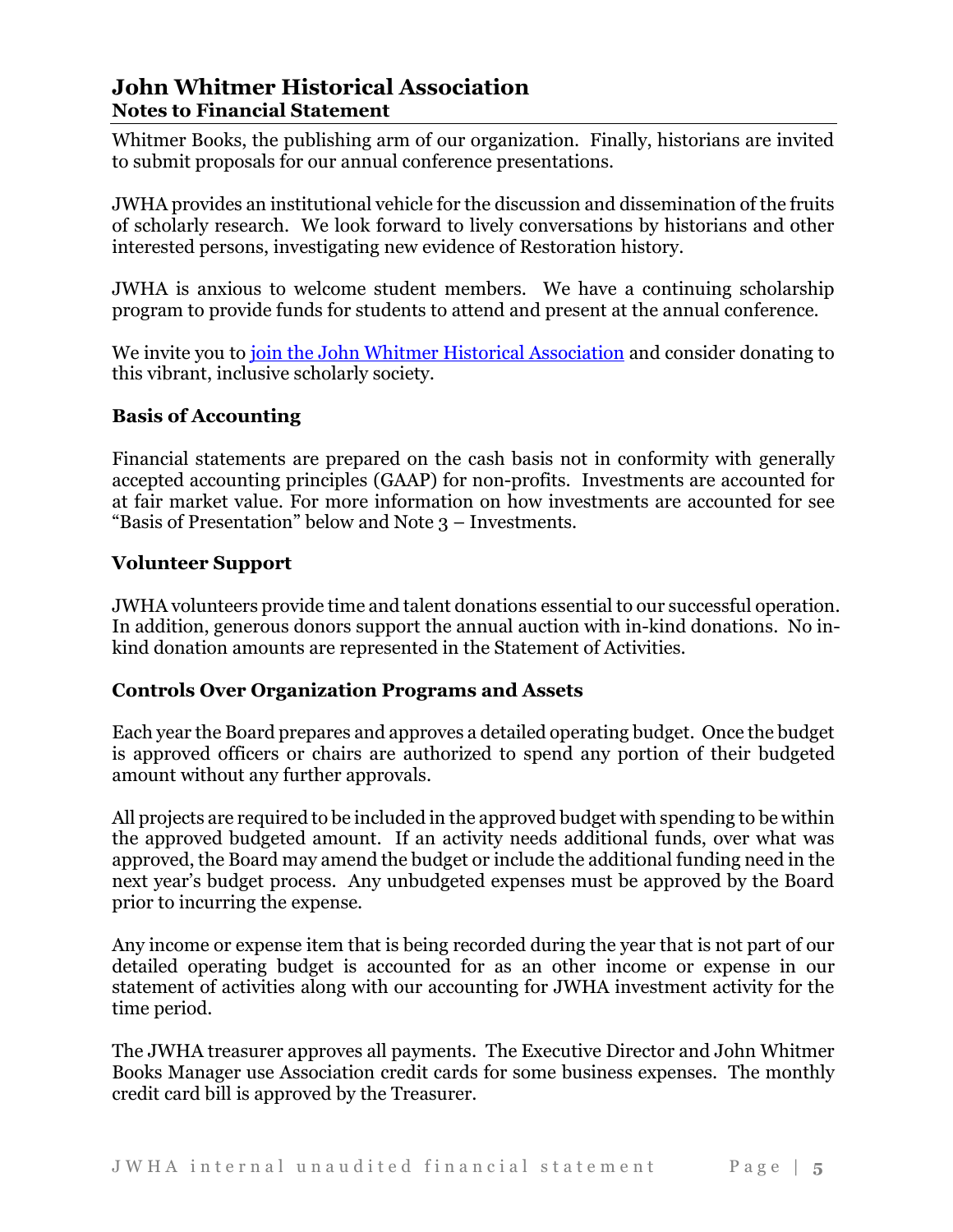Whitmer Books, the publishing arm of our organization. Finally, historians are invited to submit proposals for our annual conference presentations.

JWHA provides an institutional vehicle for the discussion and dissemination of the fruits of scholarly research. We look forward to lively conversations by historians and other interested persons, investigating new evidence of Restoration history.

JWHA is anxious to welcome student members. We have a continuing scholarship program to provide funds for students to attend and present at the annual conference.

We invite you to join the John Whitmer Historical Association and consider donating to this vibrant, inclusive scholarly society.

### Basis of Accounting

Financial statements are prepared on the cash basis not in conformity with generally accepted accounting principles (GAAP) for non-profits. Investments are accounted for at fair market value. For more information on how investments are accounted for see "Basis of Presentation" below and Note 3 – Investments.

### Volunteer Support

JWHA volunteers provide time and talent donations essential to our successful operation. In addition, generous donors support the annual auction with in-kind donations. No in-kind donation amounts are represented in the Statement of Activities.

### Controls Over Organization Programs and Assets

Each year the Board prepares and approves a detailed operating budget. Once the budget is approved officers or chairs are authorized to spend any portion of their budgeted amount without any further approvals.

All projects are required to be included in the approved budget with spending to be within the approved budgeted amount. If an activity needs additional funds, over what was approved, the Board may amend the budget or include the additional funding need in the next year's budget process. Any unbudgeted expenses must be approved by the Board prior to incurring the expense.

Any income or expense item that is being recorded during the year that is not part of our detailed operating budget is accounted for as an other income or expense in our statement of activities along with our accounting for JWHA investment activity for the time period.

The JWHA treasurer approves all payments. The Executive Director and John Whitmer Books Manager use Association credit cards for some business expenses. The monthly credit card bill is approved by the Treasurer.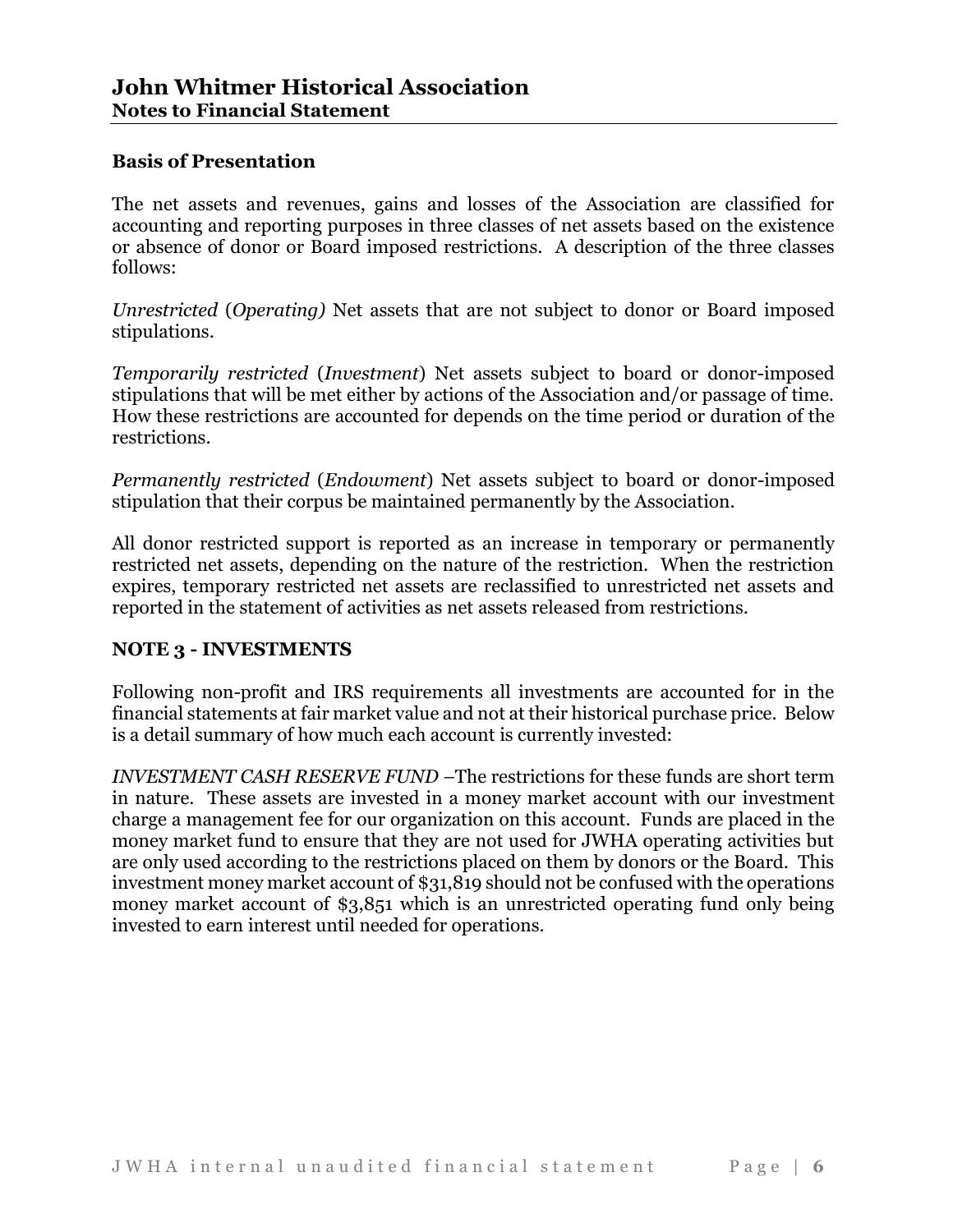# John Whitmer Historical Association
## Notes to Financial Statement

### Basis of Presentation

The net assets and revenues, gains and losses of the Association are classified for accounting and reporting purposes in three classes of net assets based on the existence or absence of donor or Board imposed restrictions. A description of the three classes follows:

*Unrestricted* (*Operating)* Net assets that are not subject to donor or Board imposed stipulations.

*Temporarily restricted* (*Investment*) Net assets subject to board or donor-imposed stipulations that will be met either by actions of the Association and/or passage of time. How these restrictions are accounted for depends on the time period or duration of the restrictions.

*Permanently restricted* (*Endowment*) Net assets subject to board or donor-imposed stipulation that their corpus be maintained permanently by the Association.

All donor restricted support is reported as an increase in temporary or permanently restricted net assets, depending on the nature of the restriction. When the restriction expires, temporary restricted net assets are reclassified to unrestricted net assets and reported in the statement of activities as net assets released from restrictions.

### NOTE 3 - INVESTMENTS

Following non-profit and IRS requirements all investments are accounted for in the financial statements at fair market value and not at their historical purchase price. Below is a detail summary of how much each account is currently invested:

*INVESTMENT CASH RESERVE FUND* –The restrictions for these funds are short term in nature. These assets are invested in a money market account with our investment charge a management fee for our organization on this account. Funds are placed in the money market fund to ensure that they are not used for JWHA operating activities but are only used according to the restrictions placed on them by donors or the Board. This investment money market account of $31,819 should not be confused with the operations money market account of $3,851 which is an unrestricted operating fund only being invested to earn interest until needed for operations.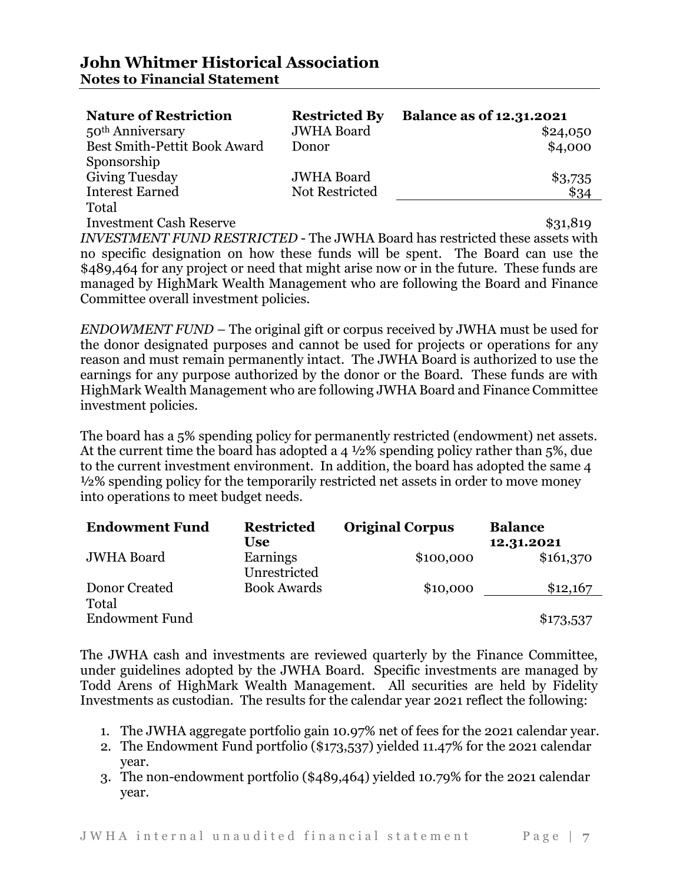# John Whitmer Historical Association
## Notes to Financial Statement

| Nature of Restriction | Restricted By | Balance as of 12.31.2021 |
| --- | --- | --- |
| 50th Anniversary | JWHA Board | $24,050 |
| Best Smith-Pettit Book Award Sponsorship | Donor | $4,000 |
| Giving Tuesday | JWHA Board | $3,735 |
| Interest Earned | Not Restricted | $34 |
| Total Investment Cash Reserve | | $31,819 |

*INVESTMENT FUND RESTRICTED* - The JWHA Board has restricted these assets with no specific designation on how these funds will be spent. The Board can use the $489,464 for any project or need that might arise now or in the future. These funds are managed by HighMark Wealth Management who are following the Board and Finance Committee overall investment policies.

*ENDOWMENT FUND* – The original gift or corpus received by JWHA must be used for the donor designated purposes and cannot be used for projects or operations for any reason and must remain permanently intact. The JWHA Board is authorized to use the earnings for any purpose authorized by the donor or the Board. These funds are with HighMark Wealth Management who are following JWHA Board and Finance Committee investment policies.

The board has a 5% spending policy for permanently restricted (endowment) net assets. At the current time the board has adopted a 4 ½% spending policy rather than 5%, due to the current investment environment. In addition, the board has adopted the same 4 ½% spending policy for the temporarily restricted net assets in order to move money into operations to meet budget needs.

| Endowment Fund | Restricted Use | Original Corpus | Balance 12.31.2021 |
| --- | --- | --- | --- |
| JWHA Board | Earnings Unrestricted | $100,000 | $161,370 |
| Donor Created | Book Awards | $10,000 | $12,167 |
| Total Endowment Fund | | | $173,537 |

The JWHA cash and investments are reviewed quarterly by the Finance Committee, under guidelines adopted by the JWHA Board. Specific investments are managed by Todd Arens of HighMark Wealth Management. All securities are held by Fidelity Investments as custodian. The results for the calendar year 2021 reflect the following:

1. The JWHA aggregate portfolio gain 10.97% net of fees for the 2021 calendar year.
2. The Endowment Fund portfolio ($173,537) yielded 11.47% for the 2021 calendar year.
3. The non-endowment portfolio ($489,464) yielded 10.79% for the 2021 calendar year.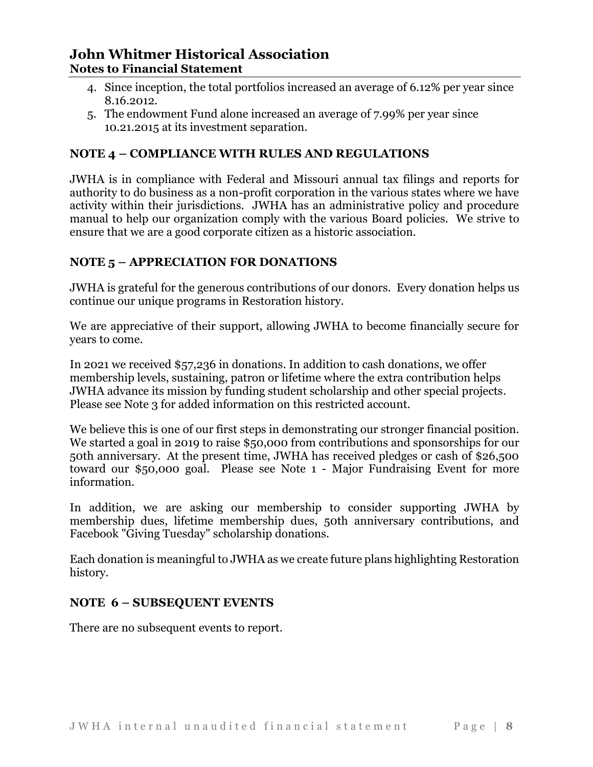4. Since inception, the total portfolios increased an average of 6.12% per year since 8.16.2012.
5. The endowment Fund alone increased an average of 7.99% per year since 10.21.2015 at its investment separation.

## NOTE 4 – COMPLIANCE WITH RULES AND REGULATIONS

JWHA is in compliance with Federal and Missouri annual tax filings and reports for authority to do business as a non-profit corporation in the various states where we have activity within their jurisdictions. JWHA has an administrative policy and procedure manual to help our organization comply with the various Board policies. We strive to ensure that we are a good corporate citizen as a historic association.

## NOTE 5 – APPRECIATION FOR DONATIONS

JWHA is grateful for the generous contributions of our donors. Every donation helps us continue our unique programs in Restoration history.

We are appreciative of their support, allowing JWHA to become financially secure for years to come.

In 2021 we received $57,236 in donations. In addition to cash donations, we offer membership levels, sustaining, patron or lifetime where the extra contribution helps JWHA advance its mission by funding student scholarship and other special projects. Please see Note 3 for added information on this restricted account.

We believe this is one of our first steps in demonstrating our stronger financial position. We started a goal in 2019 to raise $50,000 from contributions and sponsorships for our 50th anniversary. At the present time, JWHA has received pledges or cash of $26,500 toward our $50,000 goal. Please see Note 1 - Major Fundraising Event for more information.

In addition, we are asking our membership to consider supporting JWHA by membership dues, lifetime membership dues, 50th anniversary contributions, and Facebook "Giving Tuesday" scholarship donations.

Each donation is meaningful to JWHA as we create future plans highlighting Restoration history.

## NOTE 6 – SUBSEQUENT EVENTS

There are no subsequent events to report.